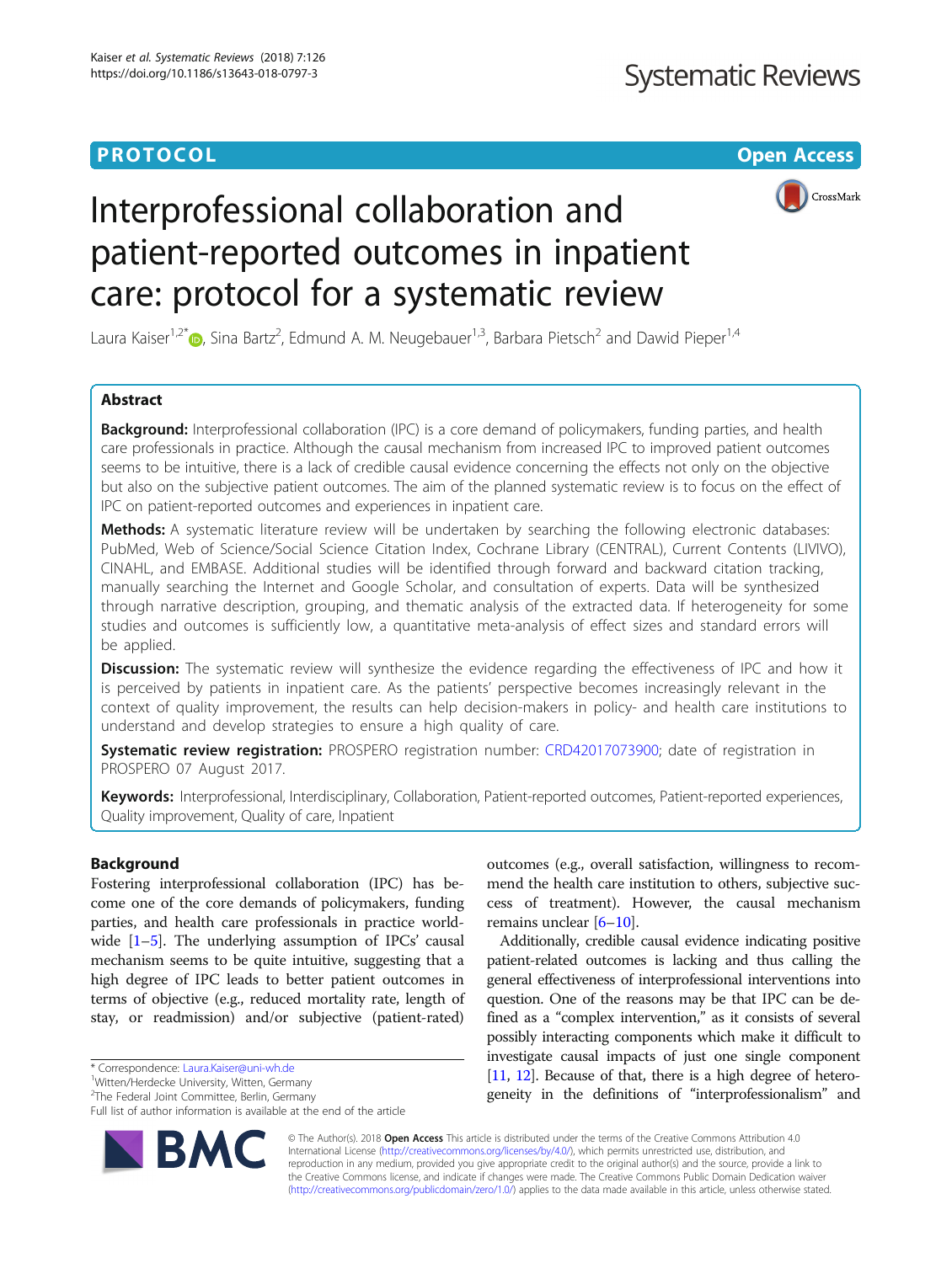**PROTOCOL** **Open Access**

# Interprofessional collaboration and patient-reported outcomes in inpatient care: protocol for a systematic review

Laura Kaiser[1,2*], Sina Bartz[2], Edmund A. M. Neugebauer[1,3], Barbara Pietsch[2] and Dawid Pieper[1,4]

## Abstract

**Background:** Interprofessional collaboration (IPC) is a core demand of policymakers, funding parties, and health care professionals in practice. Although the causal mechanism from increased IPC to improved patient outcomes seems to be intuitive, there is a lack of credible causal evidence concerning the effects not only on the objective but also on the subjective patient outcomes. The aim of the planned systematic review is to focus on the effect of IPC on patient-reported outcomes and experiences in inpatient care.

**Methods:** A systematic literature review will be undertaken by searching the following electronic databases: PubMed, Web of Science/Social Science Citation Index, Cochrane Library (CENTRAL), Current Contents (LIVIVO), CINAHL, and EMBASE. Additional studies will be identified through forward and backward citation tracking, manually searching the Internet and Google Scholar, and consultation of experts. Data will be synthesized through narrative description, grouping, and thematic analysis of the extracted data. If heterogeneity for some studies and outcomes is sufficiently low, a quantitative meta-analysis of effect sizes and standard errors will be applied.

**Discussion:** The systematic review will synthesize the evidence regarding the effectiveness of IPC and how it is perceived by patients in inpatient care. As the patients' perspective becomes increasingly relevant in the context of quality improvement, the results can help decision-makers in policy- and health care institutions to understand and develop strategies to ensure a high quality of care.

**Systematic review registration:** PROSPERO registration number: CRD42017073900; date of registration in PROSPERO 07 August 2017.

**Keywords:** Interprofessional, Interdisciplinary, Collaboration, Patient-reported outcomes, Patient-reported experiences, Quality improvement, Quality of care, Inpatient

## Background

Fostering interprofessional collaboration (IPC) has become one of the core demands of policymakers, funding parties, and health care professionals in practice worldwide [1–5]. The underlying assumption of IPCs' causal mechanism seems to be quite intuitive, suggesting that a high degree of IPC leads to better patient outcomes in terms of objective (e.g., reduced mortality rate, length of stay, or readmission) and/or subjective (patient-rated) outcomes (e.g., overall satisfaction, willingness to recommend the health care institution to others, subjective success of treatment). However, the causal mechanism remains unclear [6–10].

Additionally, credible causal evidence indicating positive patient-related outcomes is lacking and thus calling the general effectiveness of interprofessional interventions into question. One of the reasons may be that IPC can be defined as a "complex intervention," as it consists of several possibly interacting components which make it difficult to investigate causal impacts of just one single component [11, 12]. Because of that, there is a high degree of heterogeneity in the definitions of "interprofessionalism" and

\* Correspondence: Laura.Kaiser@uni-wh.de
[1]Witten/Herdecke University, Witten, Germany
[2]The Federal Joint Committee, Berlin, Germany
Full list of author information is available at the end of the article

© The Author(s). 2018 **Open Access** This article is distributed under the terms of the Creative Commons Attribution 4.0 International License (http://creativecommons.org/licenses/by/4.0/), which permits unrestricted use, distribution, and reproduction in any medium, provided you give appropriate credit to the original author(s) and the source, provide a link to the Creative Commons license, and indicate if changes were made. The Creative Commons Public Domain Dedication waiver (http://creativecommons.org/publicdomain/zero/1.0/) applies to the data made available in this article, unless otherwise stated.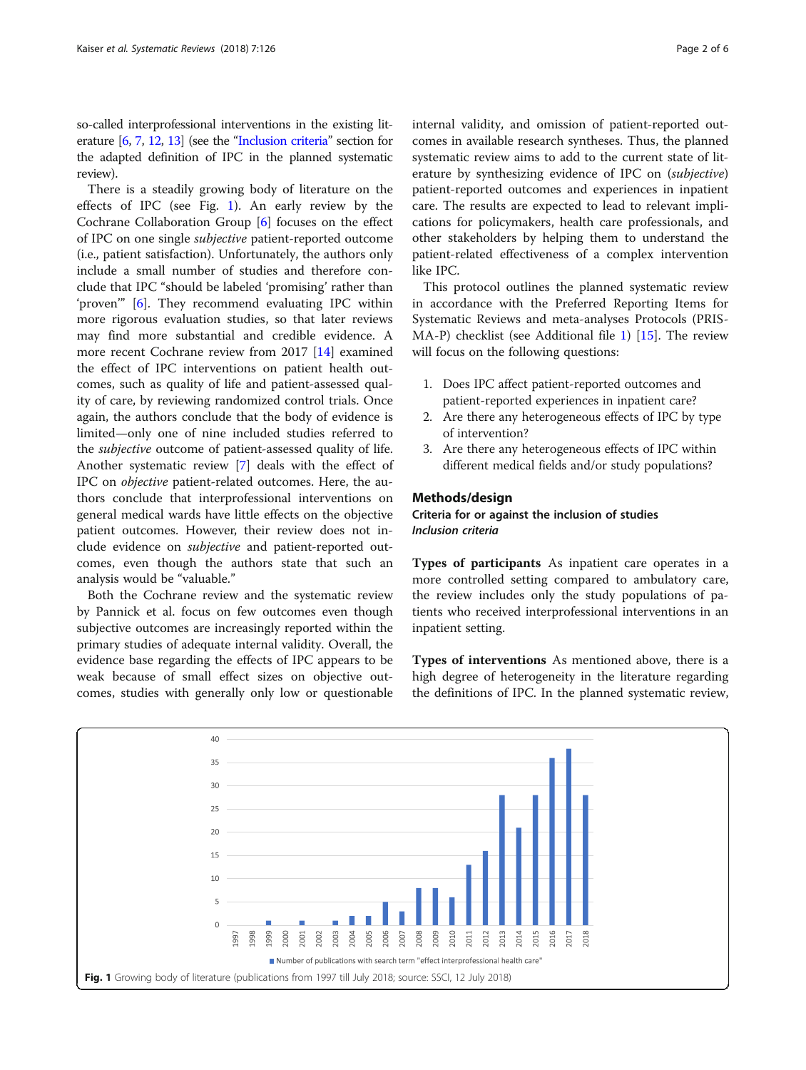so-called interprofessional interventions in the existing literature [6, 7, 12, 13] (see the "Inclusion criteria" section for the adapted definition of IPC in the planned systematic review).

There is a steadily growing body of literature on the effects of IPC (see Fig. 1). An early review by the Cochrane Collaboration Group [6] focuses on the effect of IPC on one single *subjective* patient-reported outcome (i.e., patient satisfaction). Unfortunately, the authors only include a small number of studies and therefore conclude that IPC "should be labeled 'promising' rather than 'proven'" [6]. They recommend evaluating IPC within more rigorous evaluation studies, so that later reviews may find more substantial and credible evidence. A more recent Cochrane review from 2017 [14] examined the effect of IPC interventions on patient health outcomes, such as quality of life and patient-assessed quality of care, by reviewing randomized control trials. Once again, the authors conclude that the body of evidence is limited—only one of nine included studies referred to the *subjective* outcome of patient-assessed quality of life. Another systematic review [7] deals with the effect of IPC on *objective* patient-related outcomes. Here, the authors conclude that interprofessional interventions on general medical wards have little effects on the objective patient outcomes. However, their review does not include evidence on *subjective* and patient-reported outcomes, even though the authors state that such an analysis would be "valuable."

Both the Cochrane review and the systematic review by Pannick et al. focus on few outcomes even though subjective outcomes are increasingly reported within the primary studies of adequate internal validity. Overall, the evidence base regarding the effects of IPC appears to be weak because of small effect sizes on objective outcomes, studies with generally only low or questionable internal validity, and omission of patient-reported outcomes in available research syntheses. Thus, the planned systematic review aims to add to the current state of literature by synthesizing evidence of IPC on (*subjective*) patient-reported outcomes and experiences in inpatient care. The results are expected to lead to relevant implications for policymakers, health care professionals, and other stakeholders by helping them to understand the patient-related effectiveness of a complex intervention like IPC.

This protocol outlines the planned systematic review in accordance with the Preferred Reporting Items for Systematic Reviews and meta-analyses Protocols (PRISMA-P) checklist (see Additional file 1) [15]. The review will focus on the following questions:

1. Does IPC affect patient-reported outcomes and patient-reported experiences in inpatient care?
2. Are there any heterogeneous effects of IPC by type of intervention?
3. Are there any heterogeneous effects of IPC within different medical fields and/or study populations?

## Methods/design

### Criteria for or against the inclusion of studies

#### *Inclusion criteria*

**Types of participants** As inpatient care operates in a more controlled setting compared to ambulatory care, the review includes only the study populations of patients who received interprofessional interventions in an inpatient setting.

**Types of interventions** As mentioned above, there is a high degree of heterogeneity in the literature regarding the definitions of IPC. In the planned systematic review,

40
35
30
25
20
15
10
5
0

1997 1998 1999 2000 2001 2002 2003 2004 2005 2006 2007 2008 2009 2010 2011 2012 2013 2014 2015 2016 2017 2018

Number of publications with search term "effect interprofessional health care"

**Fig. 1** Growing body of literature (publications from 1997 till July 2018; source: SSCI, 12 July 2018)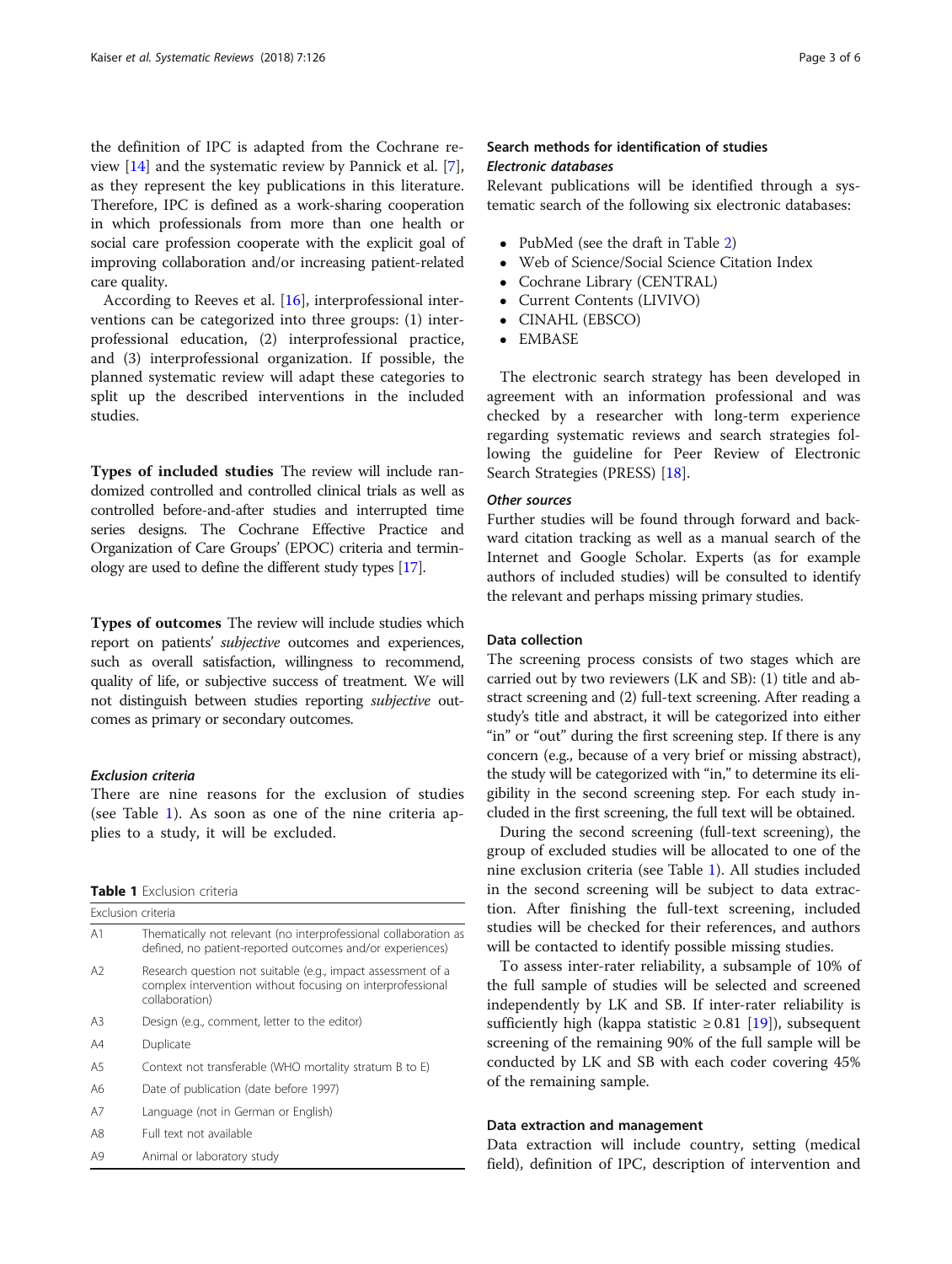the definition of IPC is adapted from the Cochrane review [14] and the systematic review by Pannick et al. [7], as they represent the key publications in this literature. Therefore, IPC is defined as a work-sharing cooperation in which professionals from more than one health or social care profession cooperate with the explicit goal of improving collaboration and/or increasing patient-related care quality.

According to Reeves et al. [16], interprofessional interventions can be categorized into three groups: (1) interprofessional education, (2) interprofessional practice, and (3) interprofessional organization. If possible, the planned systematic review will adapt these categories to split up the described interventions in the included studies.

**Types of included studies** The review will include randomized controlled and controlled clinical trials as well as controlled before-and-after studies and interrupted time series designs. The Cochrane Effective Practice and Organization of Care Groups' (EPOC) criteria and terminology are used to define the different study types [17].

**Types of outcomes** The review will include studies which report on patients' *subjective* outcomes and experiences, such as overall satisfaction, willingness to recommend, quality of life, or subjective success of treatment. We will not distinguish between studies reporting *subjective* outcomes as primary or secondary outcomes.

#### *Exclusion criteria*

There are nine reasons for the exclusion of studies (see Table 1). As soon as one of the nine criteria applies to a study, it will be excluded.

**Table 1** Exclusion criteria

| Exclusion criteria | |
|---|---|
| A1 | Thematically not relevant (no interprofessional collaboration as defined, no patient-reported outcomes and/or experiences) |
| A2 | Research question not suitable (e.g., impact assessment of a complex intervention without focusing on interprofessional collaboration) |
| A3 | Design (e.g., comment, letter to the editor) |
| A4 | Duplicate |
| A5 | Context not transferable (WHO mortality stratum B to E) |
| A6 | Date of publication (date before 1997) |
| A7 | Language (not in German or English) |
| A8 | Full text not available |
| A9 | Animal or laboratory study |

### Search methods for identification of studies

#### *Electronic databases*

Relevant publications will be identified through a systematic search of the following six electronic databases:

- PubMed (see the draft in Table 2)
- Web of Science/Social Science Citation Index
- Cochrane Library (CENTRAL)
- Current Contents (LIVIVO)
- CINAHL (EBSCO)
- EMBASE

The electronic search strategy has been developed in agreement with an information professional and was checked by a researcher with long-term experience regarding systematic reviews and search strategies following the guideline for Peer Review of Electronic Search Strategies (PRESS) [18].

#### *Other sources*

Further studies will be found through forward and backward citation tracking as well as a manual search of the Internet and Google Scholar. Experts (as for example authors of included studies) will be consulted to identify the relevant and perhaps missing primary studies.

### Data collection

The screening process consists of two stages which are carried out by two reviewers (LK and SB): (1) title and abstract screening and (2) full-text screening. After reading a study's title and abstract, it will be categorized into either "in" or "out" during the first screening step. If there is any concern (e.g., because of a very brief or missing abstract), the study will be categorized with "in," to determine its eligibility in the second screening step. For each study included in the first screening, the full text will be obtained.

During the second screening (full-text screening), the group of excluded studies will be allocated to one of the nine exclusion criteria (see Table 1). All studies included in the second screening will be subject to data extraction. After finishing the full-text screening, included studies will be checked for their references, and authors will be contacted to identify possible missing studies.

To assess inter-rater reliability, a subsample of 10% of the full sample of studies will be selected and screened independently by LK and SB. If inter-rater reliability is sufficiently high (kappa statistic $\geq 0.81$ [19]), subsequent screening of the remaining 90% of the full sample will be conducted by LK and SB with each coder covering 45% of the remaining sample.

### Data extraction and management

Data extraction will include country, setting (medical field), definition of IPC, description of intervention and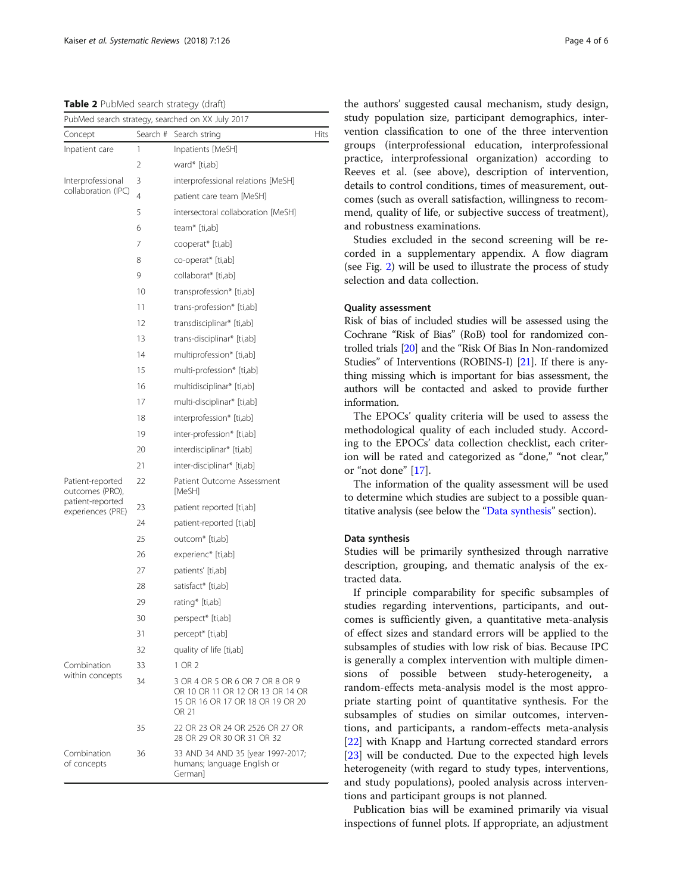**Table 2** PubMed search strategy (draft)

| PubMed search strategy, searched on XX July 2017 | | | |
|---|---|---|---|
| Concept | Search # | Search string | Hits |
| Inpatient care | 1 | Inpatients [MeSH] | |
| | 2 | ward* [ti,ab] | |
| Interprofessional collaboration (IPC) | 3 | interprofessional relations [MeSH] | |
| | 4 | patient care team [MeSH] | |
| | 5 | intersectoral collaboration [MeSH] | |
| | 6 | team* [ti,ab] | |
| | 7 | cooperat* [ti,ab] | |
| | 8 | co-operat* [ti,ab] | |
| | 9 | collaborat* [ti,ab] | |
| | 10 | transprofession* [ti,ab] | |
| | 11 | trans-profession* [ti,ab] | |
| | 12 | transdisciplinar* [ti,ab] | |
| | 13 | trans-disciplinar* [ti,ab] | |
| | 14 | multiprofession* [ti,ab] | |
| | 15 | multi-profession* [ti,ab] | |
| | 16 | multidisciplinar* [ti,ab] | |
| | 17 | multi-disciplinar* [ti,ab] | |
| | 18 | interprofession* [ti,ab] | |
| | 19 | inter-profession* [ti,ab] | |
| | 20 | interdisciplinar* [ti,ab] | |
| | 21 | inter-disciplinar* [ti,ab] | |
| Patient-reported outcomes (PRO), patient-reported experiences (PRE) | 22 | Patient Outcome Assessment [MeSH] | |
| | 23 | patient reported [ti,ab] | |
| | 24 | patient-reported [ti,ab] | |
| | 25 | outcom* [ti,ab] | |
| | 26 | experienc* [ti,ab] | |
| | 27 | patients' [ti,ab] | |
| | 28 | satisfact* [ti,ab] | |
| | 29 | rating* [ti,ab] | |
| | 30 | perspect* [ti,ab] | |
| | 31 | percept* [ti,ab] | |
| | 32 | quality of life [ti,ab] | |
| Combination within concepts | 33 | 1 OR 2 | |
| | 34 | 3 OR 4 OR 5 OR 6 OR 7 OR 8 OR 9 OR 10 OR 11 OR 12 OR 13 OR 14 OR 15 OR 16 OR 17 OR 18 OR 19 OR 20 OR 21 | |
| | 35 | 22 OR 23 OR 24 OR 2526 OR 27 OR 28 OR 29 OR 30 OR 31 OR 32 | |
| Combination of concepts | 36 | 33 AND 34 AND 35 [year 1997-2017; humans; language English or German] | |

the authors' suggested causal mechanism, study design, study population size, participant demographics, intervention classification to one of the three intervention groups (interprofessional education, interprofessional practice, interprofessional organization) according to Reeves et al. (see above), description of intervention, details to control conditions, times of measurement, outcomes (such as overall satisfaction, willingness to recommend, quality of life, or subjective success of treatment), and robustness examinations.

Studies excluded in the second screening will be recorded in a supplementary appendix. A flow diagram (see Fig. 2) will be used to illustrate the process of study selection and data collection.

### Quality assessment

Risk of bias of included studies will be assessed using the Cochrane "Risk of Bias" (RoB) tool for randomized controlled trials [20] and the "Risk Of Bias In Non-randomized Studies" of Interventions (ROBINS-I) [21]. If there is anything missing which is important for bias assessment, the authors will be contacted and asked to provide further information.

The EPOCs' quality criteria will be used to assess the methodological quality of each included study. According to the EPOCs' data collection checklist, each criterion will be rated and categorized as "done," "not clear," or "not done" [17].

The information of the quality assessment will be used to determine which studies are subject to a possible quantitative analysis (see below the "Data synthesis" section).

### Data synthesis

Studies will be primarily synthesized through narrative description, grouping, and thematic analysis of the extracted data.

If principle comparability for specific subsamples of studies regarding interventions, participants, and outcomes is sufficiently given, a quantitative meta-analysis of effect sizes and standard errors will be applied to the subsamples of studies with low risk of bias. Because IPC is generally a complex intervention with multiple dimensions of possible between study-heterogeneity, a random-effects meta-analysis model is the most appropriate starting point of quantitative synthesis. For the subsamples of studies on similar outcomes, interventions, and participants, a random-effects meta-analysis [22] with Knapp and Hartung corrected standard errors [23] will be conducted. Due to the expected high levels heterogeneity (with regard to study types, interventions, and study populations), pooled analysis across interventions and participant groups is not planned.

Publication bias will be examined primarily via visual inspections of funnel plots. If appropriate, an adjustment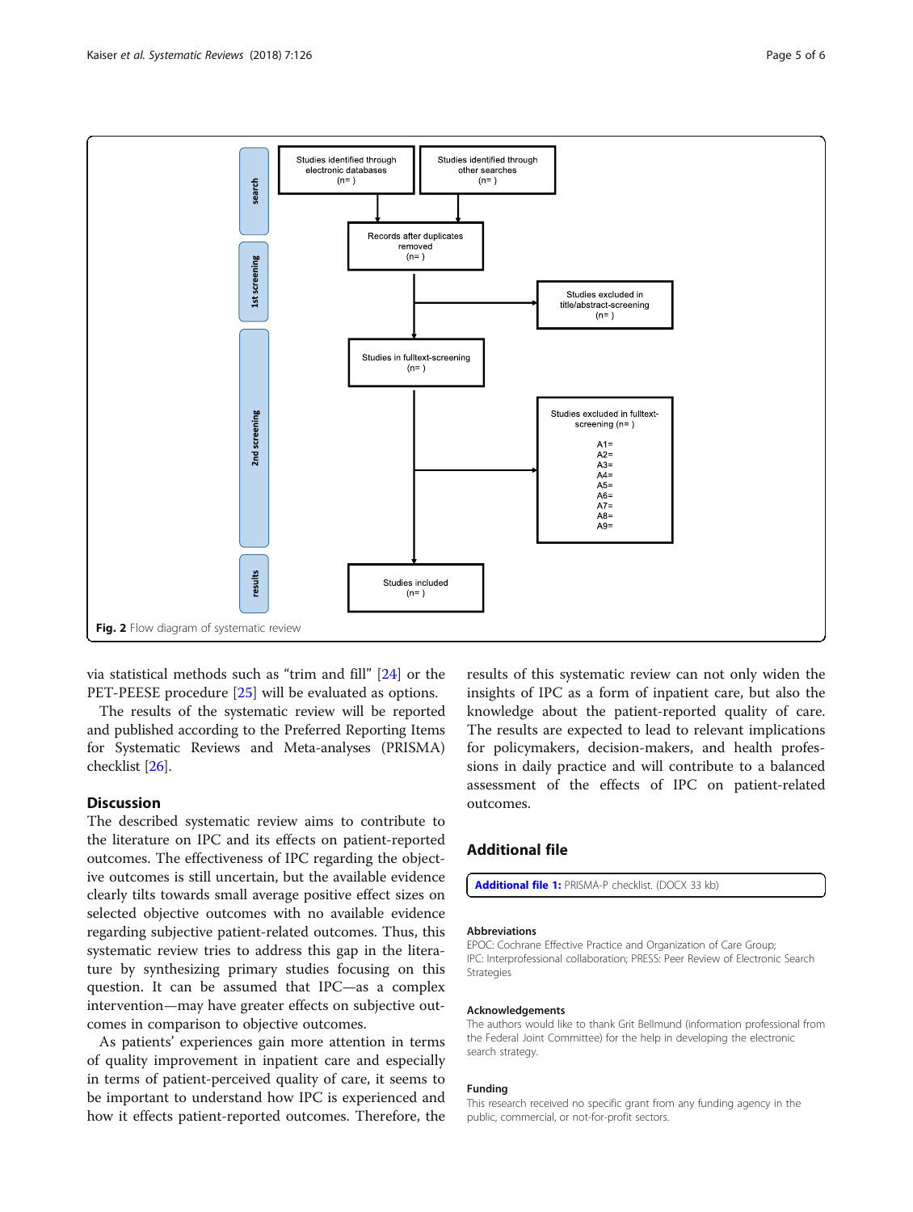search

1st screening

2nd screening

results

Studies identified through electronic databases (n= )

Studies identified through other searches (n= )

Records after duplicates removed (n= )

Studies excluded in title/abstract-screening (n= )

Studies in fulltext-screening (n= )

Studies excluded in fulltext-screening (n= )

A1=
A2=
A3=
A4=
A5=
A6=
A7=
A8=
A9=

Studies included (n= )

**Fig. 2** Flow diagram of systematic review

via statistical methods such as "trim and fill" [24] or the PET-PEESE procedure [25] will be evaluated as options.

The results of the systematic review will be reported and published according to the Preferred Reporting Items for Systematic Reviews and Meta-analyses (PRISMA) checklist [26].

## Discussion

The described systematic review aims to contribute to the literature on IPC and its effects on patient-reported outcomes. The effectiveness of IPC regarding the objective outcomes is still uncertain, but the available evidence clearly tilts towards small average positive effect sizes on selected objective outcomes with no available evidence regarding subjective patient-related outcomes. Thus, this systematic review tries to address this gap in the literature by synthesizing primary studies focusing on this question. It can be assumed that IPC—as a complex intervention—may have greater effects on subjective outcomes in comparison to objective outcomes.

As patients' experiences gain more attention in terms of quality improvement in inpatient care and especially in terms of patient-perceived quality of care, it seems to be important to understand how IPC is experienced and how it effects patient-reported outcomes. Therefore, the results of this systematic review can not only widen the insights of IPC as a form of inpatient care, but also the knowledge about the patient-reported quality of care. The results are expected to lead to relevant implications for policymakers, decision-makers, and health professions in daily practice and will contribute to a balanced assessment of the effects of IPC on patient-related outcomes.

## Additional file

**Additional file 1:** PRISMA-P checklist. (DOCX 33 kb)

### Abbreviations

EPOC: Cochrane Effective Practice and Organization of Care Group; IPC: Interprofessional collaboration; PRESS: Peer Review of Electronic Search Strategies

### Acknowledgements

The authors would like to thank Grit Bellmund (information professional from the Federal Joint Committee) for the help in developing the electronic search strategy.

### Funding

This research received no specific grant from any funding agency in the public, commercial, or not-for-profit sectors.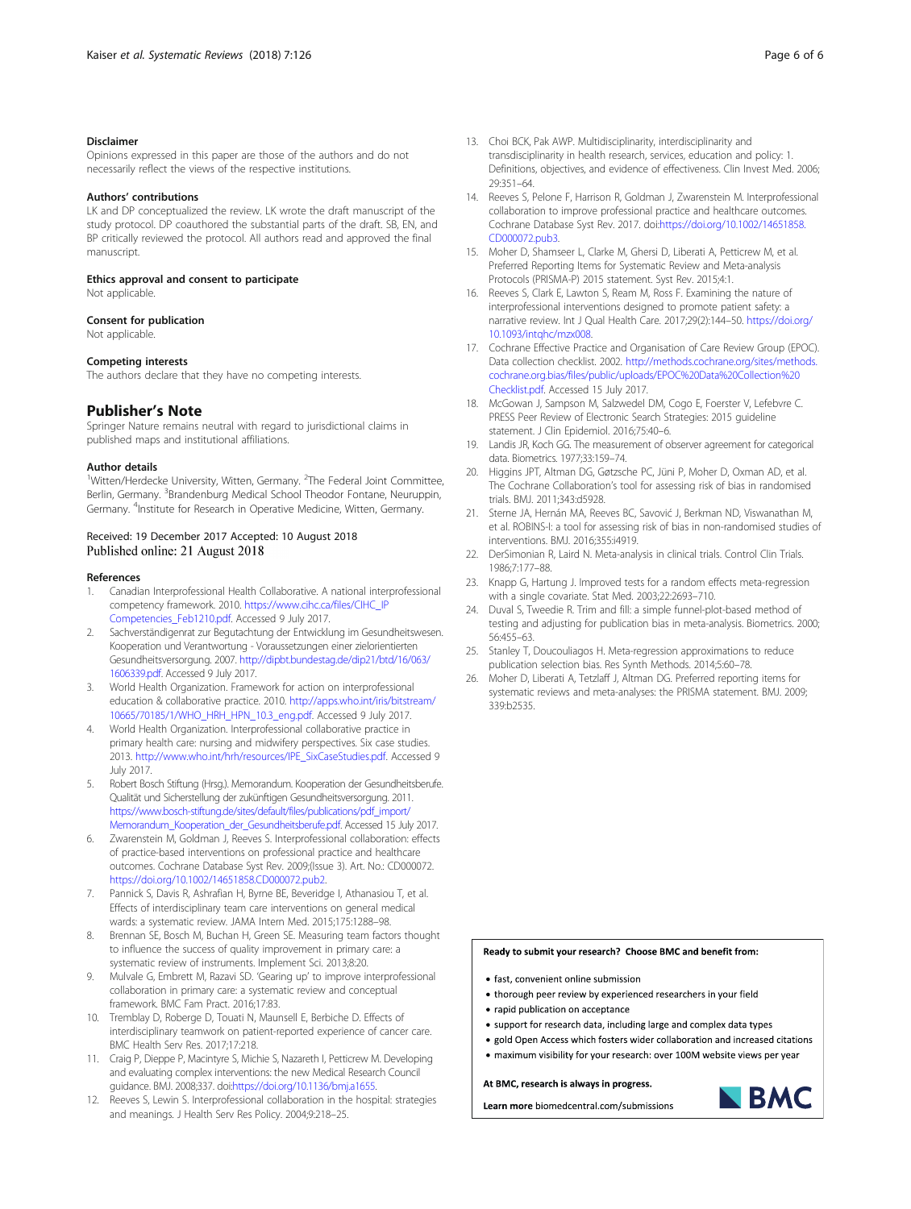### Disclaimer

Opinions expressed in this paper are those of the authors and do not necessarily reflect the views of the respective institutions.

### Authors' contributions

LK and DP conceptualized the review. LK wrote the draft manuscript of the study protocol. DP coauthored the substantial parts of the draft. SB, EN, and BP critically reviewed the protocol. All authors read and approved the final manuscript.

### Ethics approval and consent to participate

Not applicable.

### Consent for publication

Not applicable.

### Competing interests

The authors declare that they have no competing interests.

## Publisher's Note

Springer Nature remains neutral with regard to jurisdictional claims in published maps and institutional affiliations.

### Author details

[1]Witten/Herdecke University, Witten, Germany. [2]The Federal Joint Committee, Berlin, Germany. [3]Brandenburg Medical School Theodor Fontane, Neuruppin, Germany. [4]Institute for Research in Operative Medicine, Witten, Germany.

Received: 19 December 2017 Accepted: 10 August 2018
Published online: 21 August 2018

### References

1. Canadian Interprofessional Health Collaborative. A national interprofessional competency framework. 2010. https://www.cihc.ca/files/CIHC_IP Competencies_Feb1210.pdf. Accessed 9 July 2017.
2. Sachverständigenrat zur Begutachtung der Entwicklung im Gesundheitswesen. Kooperation und Verantwortung - Voraussetzungen einer zielorientierten Gesundheitsversorgung. 2007. http://dipbt.bundestag.de/dip21/btd/16/063/1606339.pdf. Accessed 9 July 2017.
3. World Health Organization. Framework for action on interprofessional education & collaborative practice. 2010. http://apps.who.int/iris/bitstream/10665/70185/1/WHO_HRH_HPN_10.3_eng.pdf. Accessed 9 July 2017.
4. World Health Organization. Interprofessional collaborative practice in primary health care: nursing and midwifery perspectives. Six case studies. 2013. http://www.who.int/hrh/resources/IPE_SixCaseStudies.pdf. Accessed 9 July 2017.
5. Robert Bosch Stiftung (Hrsg.). Memorandum. Kooperation der Gesundheitsberufe. Qualität und Sicherstellung der zukünftigen Gesundheitsversorgung. 2011. https://www.bosch-stiftung.de/sites/default/files/publications/pdf_import/Memorandum_Kooperation_der_Gesundheitsberufe.pdf. Accessed 15 July 2017.
6. Zwarenstein M, Goldman J, Reeves S. Interprofessional collaboration: effects of practice-based interventions on professional practice and healthcare outcomes. Cochrane Database Syst Rev. 2009;(Issue 3). Art. No.: CD000072. https://doi.org/10.1002/14651858.CD000072.pub2.
7. Pannick S, Davis R, Ashrafian H, Byrne BE, Beveridge I, Athanasiou T, et al. Effects of interdisciplinary team care interventions on general medical wards: a systematic review. JAMA Intern Med. 2015;175:1288–98.
8. Brennan SE, Bosch M, Buchan H, Green SE. Measuring team factors thought to influence the success of quality improvement in primary care: a systematic review of instruments. Implement Sci. 2013;8:20.
9. Mulvale G, Embrett M, Razavi SD. 'Gearing up' to improve interprofessional collaboration in primary care: a systematic review and conceptual framework. BMC Fam Pract. 2016;17:83.
10. Tremblay D, Roberge D, Touati N, Maunsell E, Berbiche D. Effects of interdisciplinary teamwork on patient-reported experience of cancer care. BMC Health Serv Res. 2017;17:218.
11. Craig P, Dieppe P, Macintyre S, Michie S, Nazareth I, Petticrew M. Developing and evaluating complex interventions: the new Medical Research Council guidance. BMJ. 2008;337. doi:https://doi.org/10.1136/bmj.a1655.
12. Reeves S, Lewin S. Interprofessional collaboration in the hospital: strategies and meanings. J Health Serv Res Policy. 2004;9:218–25.
13. Choi BCK, Pak AWP. Multidisciplinarity, interdisciplinarity and transdisciplinarity in health research, services, education and policy: 1. Definitions, objectives, and evidence of effectiveness. Clin Invest Med. 2006; 29:351–64.
14. Reeves S, Pelone F, Harrison R, Goldman J, Zwarenstein M. Interprofessional collaboration to improve professional practice and healthcare outcomes. Cochrane Database Syst Rev. 2017. doi:https://doi.org/10.1002/14651858.CD000072.pub3.
15. Moher D, Shamseer L, Clarke M, Ghersi D, Liberati A, Petticrew M, et al. Preferred Reporting Items for Systematic Review and Meta-analysis Protocols (PRISMA-P) 2015 statement. Syst Rev. 2015;4:1.
16. Reeves S, Clark E, Lawton S, Ream M, Ross F. Examining the nature of interprofessional interventions designed to promote patient safety: a narrative review. Int J Qual Health Care. 2017;29(2):144–50. https://doi.org/10.1093/intqhc/mzx008.
17. Cochrane Effective Practice and Organisation of Care Review Group (EPOC). Data collection checklist. 2002. http://methods.cochrane.org/sites/methods.cochrane.org.bias/files/public/uploads/EPOC%20Data%20Collection%20Checklist.pdf. Accessed 15 July 2017.
18. McGowan J, Sampson M, Salzwedel DM, Cogo E, Foerster V, Lefebvre C. PRESS Peer Review of Electronic Search Strategies: 2015 guideline statement. J Clin Epidemiol. 2016;75:40–6.
19. Landis JR, Koch GG. The measurement of observer agreement for categorical data. Biometrics. 1977;33:159–74.
20. Higgins JPT, Altman DG, Gøtzsche PC, Jüni P, Moher D, Oxman AD, et al. The Cochrane Collaboration's tool for assessing risk of bias in randomised trials. BMJ. 2011;343:d5928.
21. Sterne JA, Hernán MA, Reeves BC, Savović J, Berkman ND, Viswanathan M, et al. ROBINS-I: a tool for assessing risk of bias in non-randomised studies of interventions. BMJ. 2016;355:i4919.
22. DerSimonian R, Laird N. Meta-analysis in clinical trials. Control Clin Trials. 1986;7:177–88.
23. Knapp G, Hartung J. Improved tests for a random effects meta-regression with a single covariate. Stat Med. 2003;22:2693–710.
24. Duval S, Tweedie R. Trim and fill: a simple funnel-plot-based method of testing and adjusting for publication bias in meta-analysis. Biometrics. 2000; 56:455–63.
25. Stanley T, Doucouliagos H. Meta-regression approximations to reduce publication selection bias. Res Synth Methods. 2014;5:60–78.
26. Moher D, Liberati A, Tetzlaff J, Altman DG. Preferred reporting items for systematic reviews and meta-analyses: the PRISMA statement. BMJ. 2009; 339:b2535.

**Ready to submit your research? Choose BMC and benefit from:**

- fast, convenient online submission
- thorough peer review by experienced researchers in your field
- rapid publication on acceptance
- support for research data, including large and complex data types
- gold Open Access which fosters wider collaboration and increased citations
- maximum visibility for your research: over 100M website views per year

**At BMC, research is always in progress.**

**Learn more** biomedcentral.com/submissions

BMC